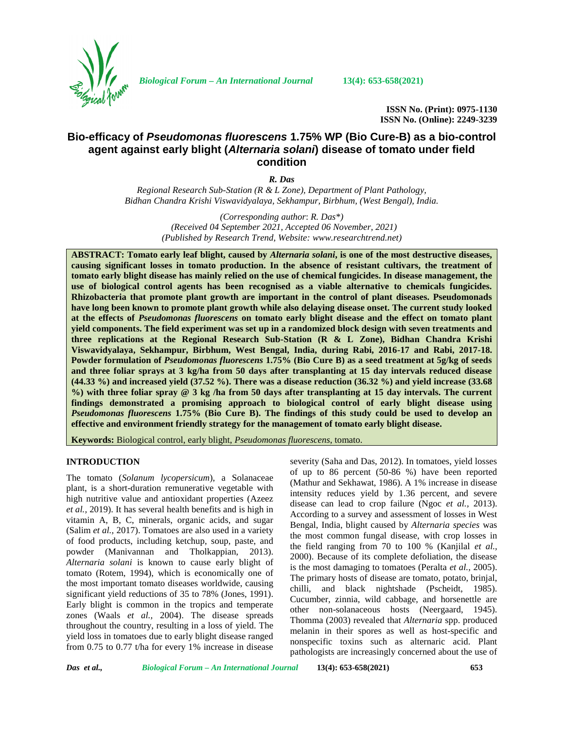**ISSN No. (Print): 0975-1130**
**ISSN No. (Online): 2249-3239**

# Bio-efficacy of *Pseudomonas fluorescens* 1.75% WP (Bio Cure-B) as a bio-control agent against early blight (*Alternaria solani*) disease of tomato under field condition

***R. Das***

*Regional Research Sub-Station (R & L Zone), Department of Plant Pathology, Bidhan Chandra Krishi Viswavidyalaya, Sekhampur, Birbhum, (West Bengal), India.*

*(Corresponding author: R. Das\*)*
*(Received 04 September 2021, Accepted 06 November, 2021)*
*(Published by Research Trend, Website: www.researchtrend.net)*

**ABSTRACT: Tomato early leaf blight, caused by *Alternaria solani*, is one of the most destructive diseases, causing significant losses in tomato production. In the absence of resistant cultivars, the treatment of tomato early blight disease has mainly relied on the use of chemical fungicides. In disease management, the use of biological control agents has been recognised as a viable alternative to chemicals fungicides. Rhizobacteria that promote plant growth are important in the control of plant diseases. Pseudomonads have long been known to promote plant growth while also delaying disease onset. The current study looked at the effects of *Pseudomonas fluorescens* on tomato early blight disease and the effect on tomato plant yield components. The field experiment was set up in a randomized block design with seven treatments and three replications at the Regional Research Sub-Station (R & L Zone), Bidhan Chandra Krishi Viswavidyalaya, Sekhampur, Birbhum, West Bengal, India, during Rabi, 2016-17 and Rabi, 2017-18. Powder formulation of *Pseudomonas fluorescens* 1.75% (Bio Cure B) as a seed treatment at 5g/kg of seeds and three foliar sprays at 3 kg/ha from 50 days after transplanting at 15 day intervals reduced disease (44.33 %) and increased yield (37.52 %). There was a disease reduction (36.32 %) and yield increase (33.68 %) with three foliar spray @ 3 kg /ha from 50 days after transplanting at 15 day intervals. The current findings demonstrated a promising approach to biological control of early blight disease using *Pseudomonas fluorescens* 1.75% (Bio Cure B). The findings of this study could be used to develop an effective and environment friendly strategy for the management of tomato early blight disease.**

**Keywords:** Biological control, early blight, *Pseudomonas fluorescens*, tomato.

## INTRODUCTION

The tomato (*Solanum lycopersicum*), a Solanaceae plant, is a short-duration remunerative vegetable with high nutritive value and antioxidant properties (Azeez *et al.,* 2019). It has several health benefits and is high in vitamin A, B, C, minerals, organic acids, and sugar (Salim *et al.,* 2017). Tomatoes are also used in a variety of food products, including ketchup, soup, paste, and powder (Manivannan and Tholkappian, 2013). *Alternaria solani* is known to cause early blight of tomato (Rotem, 1994), which is economically one of the most important tomato diseases worldwide, causing significant yield reductions of 35 to 78% (Jones, 1991). Early blight is common in the tropics and temperate zones (Waals *et al.,* 2004). The disease spreads throughout the country, resulting in a loss of yield. The yield loss in tomatoes due to early blight disease ranged from 0.75 to 0.77 t/ha for every 1% increase in disease severity (Saha and Das, 2012). In tomatoes, yield losses of up to 86 percent (50-86 %) have been reported (Mathur and Sekhawat, 1986). A 1% increase in disease intensity reduces yield by 1.36 percent, and severe disease can lead to crop failure (Ngoc *et al.,* 2013). According to a survey and assessment of losses in West Bengal, India, blight caused by *Alternaria species* was the most common fungal disease, with crop losses in the field ranging from 70 to 100 % (Kanjilal *et al*., 2000). Because of its complete defoliation, the disease is the most damaging to tomatoes (Peralta *et al.,* 2005). The primary hosts of disease are tomato, potato, brinjal, chilli, and black nightshade (Pscheidt, 1985). Cucumber, zinnia, wild cabbage, and horsenettle are other non-solanaceous hosts (Neergaard, 1945). Thomma (2003) revealed that *Alternaria* spp. produced melanin in their spores as well as host-specific and nonspecific toxins such as alternaric acid. Plant pathologists are increasingly concerned about the use of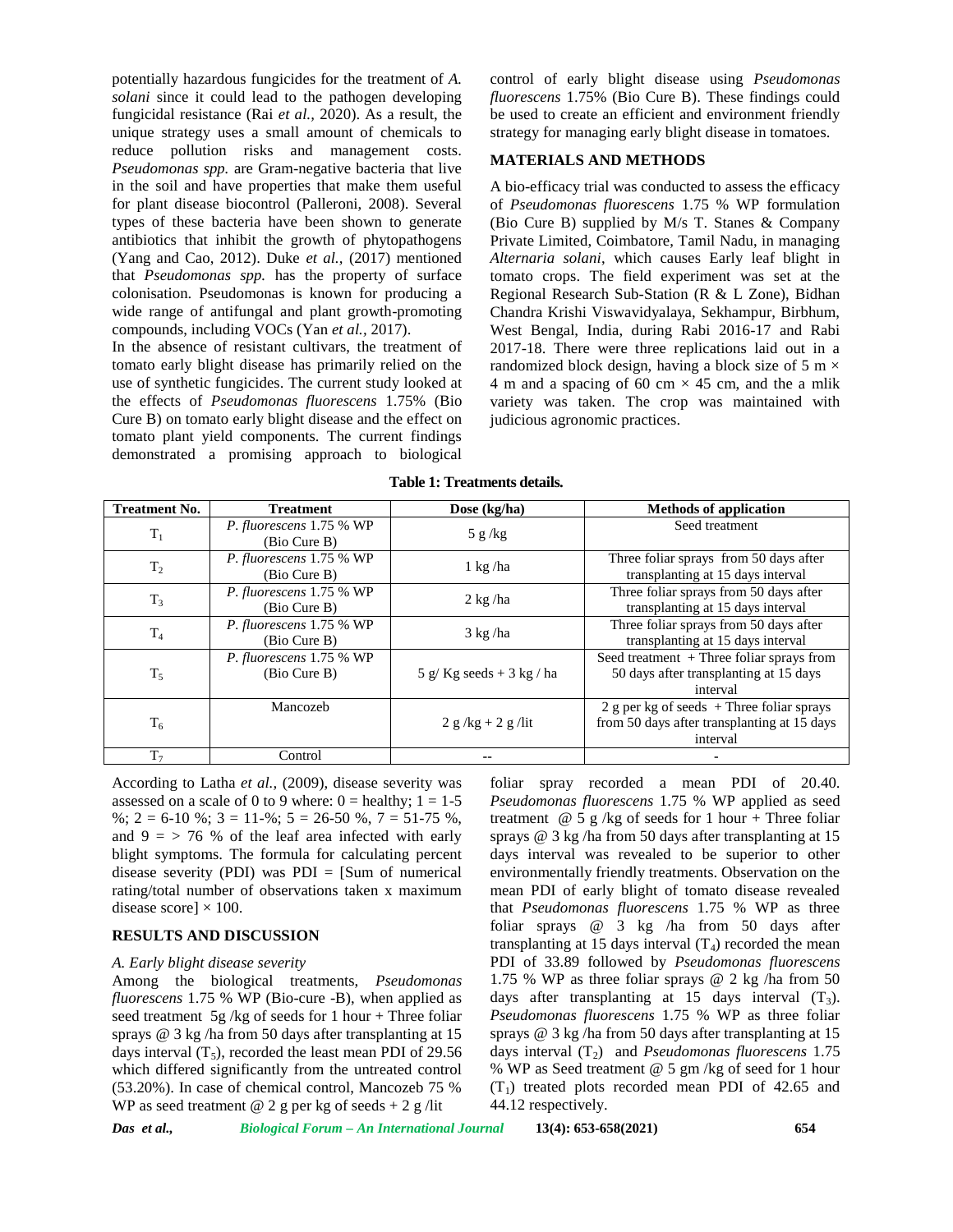potentially hazardous fungicides for the treatment of *A. solani* since it could lead to the pathogen developing fungicidal resistance (Rai *et al.,* 2020). As a result, the unique strategy uses a small amount of chemicals to reduce pollution risks and management costs. *Pseudomonas spp.* are Gram-negative bacteria that live in the soil and have properties that make them useful for plant disease biocontrol (Palleroni, 2008). Several types of these bacteria have been shown to generate antibiotics that inhibit the growth of phytopathogens (Yang and Cao, 2012). Duke *et al.,* (2017) mentioned that *Pseudomonas spp.* has the property of surface colonisation. Pseudomonas is known for producing a wide range of antifungal and plant growth-promoting compounds, including VOCs (Yan *et al.*, 2017).

In the absence of resistant cultivars, the treatment of tomato early blight disease has primarily relied on the use of synthetic fungicides. The current study looked at the effects of *Pseudomonas fluorescens* 1.75% (Bio Cure B) on tomato early blight disease and the effect on tomato plant yield components. The current findings demonstrated a promising approach to biological control of early blight disease using *Pseudomonas fluorescens* 1.75% (Bio Cure B). These findings could be used to create an efficient and environment friendly strategy for managing early blight disease in tomatoes.

## MATERIALS AND METHODS

A bio-efficacy trial was conducted to assess the efficacy of *Pseudomonas fluorescens* 1.75 % WP formulation (Bio Cure B) supplied by M/s T. Stanes & Company Private Limited, Coimbatore, Tamil Nadu, in managing *Alternaria solani*, which causes Early leaf blight in tomato crops. The field experiment was set at the Regional Research Sub-Station (R & L Zone), Bidhan Chandra Krishi Viswavidyalaya, Sekhampur, Birbhum, West Bengal, India, during Rabi 2016-17 and Rabi 2017-18. There were three replications laid out in a randomized block design, having a block size of 5 m × 4 m and a spacing of 60 cm × 45 cm, and the a mlik variety was taken. The crop was maintained with judicious agronomic practices.

**Table 1: Treatments details.**

| Treatment No. | Treatment | Dose (kg/ha) | Methods of application |
|---|---|---|---|
| $T_1$ | *P. fluorescens* 1.75 % WP (Bio Cure B) | 5 g /kg | Seed treatment |
| $T_2$ | *P. fluorescens* 1.75 % WP (Bio Cure B) | 1 kg /ha | Three foliar sprays from 50 days after transplanting at 15 days interval |
| $T_3$ | *P. fluorescens* 1.75 % WP (Bio Cure B) | 2 kg /ha | Three foliar sprays from 50 days after transplanting at 15 days interval |
| $T_4$ | *P. fluorescens* 1.75 % WP (Bio Cure B) | 3 kg /ha | Three foliar sprays from 50 days after transplanting at 15 days interval |
| $T_5$ | *P. fluorescens* 1.75 % WP (Bio Cure B) | 5 g/ Kg seeds + 3 kg / ha | Seed treatment + Three foliar sprays from 50 days after transplanting at 15 days interval |
| $T_6$ | Mancozeb | 2 g /kg + 2 g /lit | 2 g per kg of seeds + Three foliar sprays from 50 days after transplanting at 15 days interval |
| $T_7$ | Control | -- | - |

According to Latha *et al.,* (2009), disease severity was assessed on a scale of 0 to 9 where: 0 = healthy; 1 = 1-5 %; 2 = 6-10 %; 3 = 11-%; 5 = 26-50 %, 7 = 51-75 %, and 9 = > 76 % of the leaf area infected with early blight symptoms. The formula for calculating percent disease severity (PDI) was PDI = [Sum of numerical rating/total number of observations taken x maximum disease score] × 100.

## RESULTS AND DISCUSSION

### *A. Early blight disease severity*

Among the biological treatments, *Pseudomonas fluorescens* 1.75 % WP (Bio-cure -B), when applied as seed treatment 5g /kg of seeds for 1 hour + Three foliar sprays @ 3 kg /ha from 50 days after transplanting at 15 days interval ($T_5$), recorded the least mean PDI of 29.56 which differed significantly from the untreated control (53.20%). In case of chemical control, Mancozeb 75 % WP as seed treatment @ 2 g per kg of seeds + 2 g /lit foliar spray recorded a mean PDI of 20.40. *Pseudomonas fluorescens* 1.75 % WP applied as seed treatment @ 5 g /kg of seeds for 1 hour + Three foliar sprays @ 3 kg /ha from 50 days after transplanting at 15 days interval was revealed to be superior to other environmentally friendly treatments. Observation on the mean PDI of early blight of tomato disease revealed that *Pseudomonas fluorescens* 1.75 % WP as three foliar sprays @ 3 kg /ha from 50 days after transplanting at 15 days interval ($T_4$) recorded the mean PDI of 33.89 followed by *Pseudomonas fluorescens* 1.75 % WP as three foliar sprays @ 2 kg /ha from 50 days after transplanting at 15 days interval ($T_3$). *Pseudomonas fluorescens* 1.75 % WP as three foliar sprays @ 3 kg /ha from 50 days after transplanting at 15 days interval ($T_2$) and *Pseudomonas fluorescens* 1.75 % WP as Seed treatment @ 5 gm /kg of seed for 1 hour ($T_1$) treated plots recorded mean PDI of 42.65 and 44.12 respectively.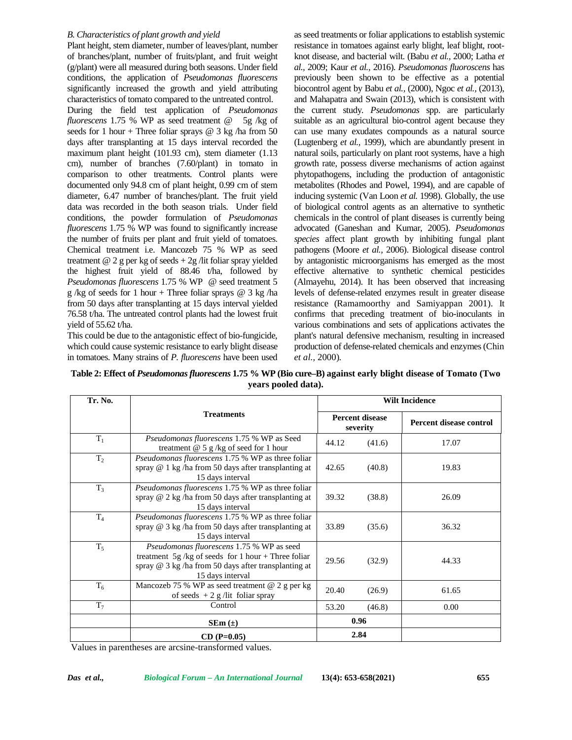*B. Characteristics of plant growth and yield*

Plant height, stem diameter, number of leaves/plant, number of branches/plant, number of fruits/plant, and fruit weight (g/plant) were all measured during both seasons. Under field conditions, the application of *Pseudomonas fluorescens* significantly increased the growth and yield attributing characteristics of tomato compared to the untreated control.

During the field test application of *Pseudomonas fluorescens* 1.75 % WP as seed treatment @ 5g /kg of seeds for 1 hour + Three foliar sprays @ 3 kg /ha from 50 days after transplanting at 15 days interval recorded the maximum plant height (101.93 cm), stem diameter (1.13 cm), number of branches (7.60/plant) in tomato in comparison to other treatments. Control plants were documented only 94.8 cm of plant height, 0.99 cm of stem diameter, 6.47 number of branches/plant. The fruit yield data was recorded in the both season trials. Under field conditions, the powder formulation of *Pseudomonas fluorescens* 1.75 % WP was found to significantly increase the number of fruits per plant and fruit yield of tomatoes. Chemical treatment i.e. Mancozeb 75 % WP as seed treatment @ 2 g per kg of seeds + 2g /lit foliar spray yielded the highest fruit yield of 88.46 t/ha, followed by *Pseudomonas fluorescens* 1.75 % WP @ seed treatment 5 g /kg of seeds for 1 hour + Three foliar sprays @ 3 kg /ha from 50 days after transplanting at 15 days interval yielded 76.58 t/ha. The untreated control plants had the lowest fruit yield of 55.62 t/ha.

This could be due to the antagonistic effect of bio-fungicide, which could cause systemic resistance to early blight disease in tomatoes. Many strains of *P. fluorescens* have been used as seed treatments or foliar applications to establish systemic resistance in tomatoes against early blight, leaf blight, root-knot disease, and bacterial wilt. (Babu *et al.,* 2000; Latha *et al.,* 2009; Kaur *et al.,* 2016). *Pseudomonas fluoroscens* has previously been shown to be effective as a potential biocontrol agent by Babu *et al.,* (2000), Ngoc *et al.,* (2013), and Mahapatra and Swain (2013), which is consistent with the current study. *Pseudomonas* spp. are particularly suitable as an agricultural bio-control agent because they can use many exudates compounds as a natural source (Lugtenberg *et al.,* 1999), which are abundantly present in natural soils, particularly on plant root systems, have a high growth rate, possess diverse mechanisms of action against phytopathogens, including the production of antagonistic metabolites (Rhodes and Powel, 1994), and are capable of inducing systemic (Van Loon *et al.* 1998). Globally, the use of biological control agents as an alternative to synthetic chemicals in the control of plant diseases is currently being advocated (Ganeshan and Kumar, 2005). *Pseudomonas species* affect plant growth by inhibiting fungal plant pathogens (Moore *et al.,* 2006). Biological disease control by antagonistic microorganisms has emerged as the most effective alternative to synthetic chemical pesticides (Almayehu, 2014). It has been observed that increasing levels of defense-related enzymes result in greater disease resistance (Ramamoorthy and Samiyappan 2001). It confirms that preceding treatment of bio-inoculants in various combinations and sets of applications activates the plant's natural defensive mechanism, resulting in increased production of defense-related chemicals and enzymes (Chin *et al.,* 2000).

**Table 2: Effect of *Pseudomonas fluorescens* 1.75 % WP (Bio cure–B) against early blight disease of Tomato (Two years pooled data).**

| Tr. No. | Treatments | Wilt Incidence | | |
|---|---|---|---|---|
| | | Percent disease severity | | Percent disease control |
| $T_1$ | *Pseudomonas fluorescens* 1.75 % WP as Seed treatment @ 5 g /kg of seed for 1 hour | 44.12 | (41.6) | 17.07 |
| $T_2$ | *Pseudomonas fluorescens* 1.75 % WP as three foliar spray @ 1 kg /ha from 50 days after transplanting at 15 days interval | 42.65 | (40.8) | 19.83 |
| $T_3$ | *Pseudomonas fluorescens* 1.75 % WP as three foliar spray @ 2 kg /ha from 50 days after transplanting at 15 days interval | 39.32 | (38.8) | 26.09 |
| $T_4$ | *Pseudomonas fluorescens* 1.75 % WP as three foliar spray @ 3 kg /ha from 50 days after transplanting at 15 days interval | 33.89 | (35.6) | 36.32 |
| $T_5$ | *Pseudomonas fluorescens* 1.75 % WP as seed treatment 5g /kg of seeds for 1 hour + Three foliar spray @ 3 kg /ha from 50 days after transplanting at 15 days interval | 29.56 | (32.9) | 44.33 |
| $T_6$ | Mancozeb 75 % WP as seed treatment @ 2 g per kg of seeds + 2 g /lit foliar spray | 20.40 | (26.9) | 61.65 |
| $T_7$ | Control | 53.20 | (46.8) | 0.00 |
| | **SEm (±)** | **0.96** | | |
| | **CD (P=0.05)** | **2.84** | | |

Values in parentheses are arcsine-transformed values.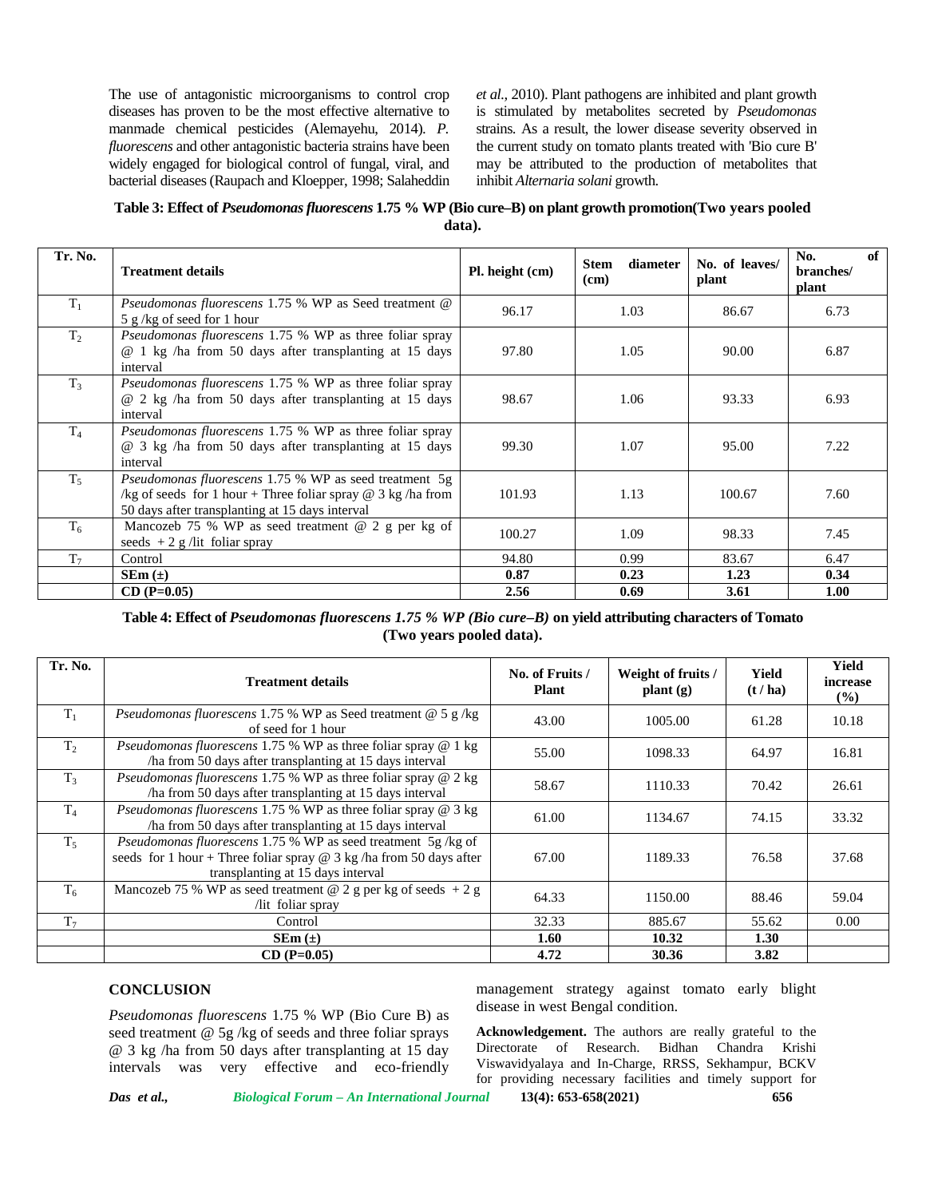The use of antagonistic microorganisms to control crop diseases has proven to be the most effective alternative to manmade chemical pesticides (Alemayehu, 2014). *P. fluorescens* and other antagonistic bacteria strains have been widely engaged for biological control of fungal, viral, and bacterial diseases (Raupach and Kloepper, 1998; Salaheddin *et al.,* 2010). Plant pathogens are inhibited and plant growth is stimulated by metabolites secreted by *Pseudomonas* strains. As a result, the lower disease severity observed in the current study on tomato plants treated with 'Bio cure B' may be attributed to the production of metabolites that inhibit *Alternaria solani* growth.

**Table 3: Effect of *Pseudomonas fluorescens* 1.75 % WP (Bio cure–B) on plant growth promotion(Two years pooled data).**

| Tr. No. | Treatment details | Pl. height (cm) | Stem diameter (cm) | No. of leaves/ plant | No. of branches/ plant |
|---|---|---|---|---|---|
| $T_1$ | *Pseudomonas fluorescens* 1.75 % WP as Seed treatment @ 5 g /kg of seed for 1 hour | 96.17 | 1.03 | 86.67 | 6.73 |
| $T_2$ | *Pseudomonas fluorescens* 1.75 % WP as three foliar spray @ 1 kg /ha from 50 days after transplanting at 15 days interval | 97.80 | 1.05 | 90.00 | 6.87 |
| $T_3$ | *Pseudomonas fluorescens* 1.75 % WP as three foliar spray @ 2 kg /ha from 50 days after transplanting at 15 days interval | 98.67 | 1.06 | 93.33 | 6.93 |
| $T_4$ | *Pseudomonas fluorescens* 1.75 % WP as three foliar spray @ 3 kg /ha from 50 days after transplanting at 15 days interval | 99.30 | 1.07 | 95.00 | 7.22 |
| $T_5$ | *Pseudomonas fluorescens* 1.75 % WP as seed treatment 5g /kg of seeds for 1 hour + Three foliar spray @ 3 kg /ha from 50 days after transplanting at 15 days interval | 101.93 | 1.13 | 100.67 | 7.60 |
| $T_6$ | Mancozeb 75 % WP as seed treatment @ 2 g per kg of seeds + 2 g /lit foliar spray | 100.27 | 1.09 | 98.33 | 7.45 |
| $T_7$ | Control | 94.80 | 0.99 | 83.67 | 6.47 |
| | **SEm (±)** | **0.87** | **0.23** | **1.23** | **0.34** |
| | **CD (P=0.05)** | **2.56** | **0.69** | **3.61** | **1.00** |

**Table 4: Effect of *Pseudomonas fluorescens 1.75 % WP (Bio cure–B)* on yield attributing characters of Tomato (Two years pooled data).**

| Tr. No. | Treatment details | No. of Fruits / Plant | Weight of fruits / plant (g) | Yield (t / ha) | Yield increase (%) |
|---|---|---|---|---|---|
| $T_1$ | *Pseudomonas fluorescens* 1.75 % WP as Seed treatment @ 5 g /kg of seed for 1 hour | 43.00 | 1005.00 | 61.28 | 10.18 |
| $T_2$ | *Pseudomonas fluorescens* 1.75 % WP as three foliar spray @ 1 kg /ha from 50 days after transplanting at 15 days interval | 55.00 | 1098.33 | 64.97 | 16.81 |
| $T_3$ | *Pseudomonas fluorescens* 1.75 % WP as three foliar spray @ 2 kg /ha from 50 days after transplanting at 15 days interval | 58.67 | 1110.33 | 70.42 | 26.61 |
| $T_4$ | *Pseudomonas fluorescens* 1.75 % WP as three foliar spray @ 3 kg /ha from 50 days after transplanting at 15 days interval | 61.00 | 1134.67 | 74.15 | 33.32 |
| $T_5$ | *Pseudomonas fluorescens* 1.75 % WP as seed treatment 5g /kg of seeds for 1 hour + Three foliar spray @ 3 kg /ha from 50 days after transplanting at 15 days interval | 67.00 | 1189.33 | 76.58 | 37.68 |
| $T_6$ | Mancozeb 75 % WP as seed treatment @ 2 g per kg of seeds + 2 g /lit foliar spray | 64.33 | 1150.00 | 88.46 | 59.04 |
| $T_7$ | Control | 32.33 | 885.67 | 55.62 | 0.00 |
| | **SEm (±)** | **1.60** | **10.32** | **1.30** | |
| | **CD (P=0.05)** | **4.72** | **30.36** | **3.82** | |

## CONCLUSION

*Pseudomonas fluorescens* 1.75 % WP (Bio Cure B) as seed treatment @ 5g /kg of seeds and three foliar sprays @ 3 kg /ha from 50 days after transplanting at 15 day intervals was very effective and eco-friendly management strategy against tomato early blight disease in west Bengal condition.

**Acknowledgement.** The authors are really grateful to the Directorate of Research. Bidhan Chandra Krishi Viswavidyalaya and In-Charge, RRSS, Sekhampur, BCKV for providing necessary facilities and timely support for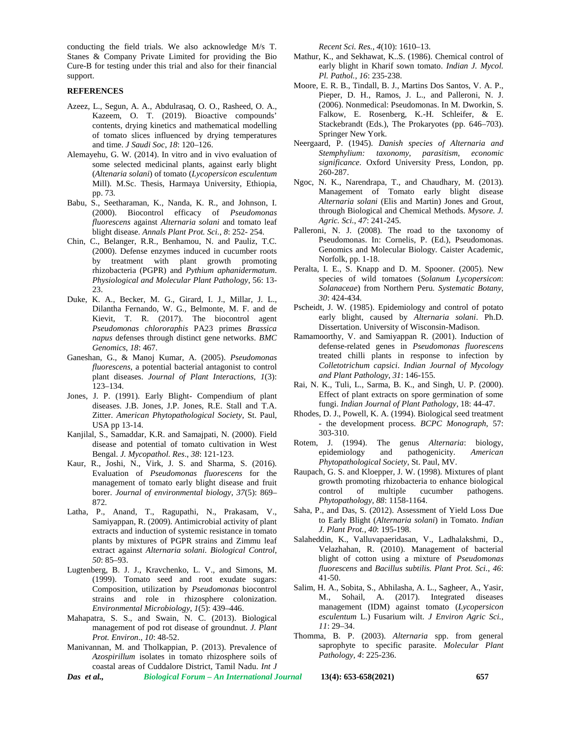conducting the field trials. We also acknowledge M/s T. Stanes & Company Private Limited for providing the Bio Cure-B for testing under this trial and also for their financial support.

## REFERENCES

Azeez, L., Segun, A. A., Abdulrasaq, O. O., Rasheed, O. A., Kazeem, O. T. (2019). Bioactive compounds' contents, drying kinetics and mathematical modelling of tomato slices influenced by drying temperatures and time. *J Saudi Soc*, *18*: 120–126.

Alemayehu, G. W. (2014). In vitro and in vivo evaluation of some selected medicinal plants, against early blight (*Altenaria solani*) of tomato (*Lycopersicon esculentum* Mill). M.Sc. Thesis, Harmaya University, Ethiopia, pp. 73.

Babu, S., Seetharaman, K., Nanda, K. R., and Johnson, I. (2000). Biocontrol efficacy of *Pseudomonas fluorescens* against *Alternaria solani* and tomato leaf blight disease. *Annals Plant Prot. Sci.*, *8*: 252- 254.

Chin, C., Belanger, R.R., Benhamou, N. and Pauliz, T.C. (2000). Defense enzymes induced in cucumber roots by treatment with plant growth promoting rhizobacteria (PGPR) and *Pythium aphanidermatum*. *Physiological and Molecular Plant Pathology*, 56: 13-23.

Duke, K. A., Becker, M. G., Girard, I. J., Millar, J. L., Dilantha Fernando, W. G., Belmonte, M. F. and de Kievit, T. R. (2017). The biocontrol agent *Pseudomonas chlororaphis* PA23 primes *Brassica napus* defenses through distinct gene networks. *BMC Genomics*, *18*: 467.

Ganeshan, G., & Manoj Kumar, A. (2005). *Pseudomonas fluorescens*, a potential bacterial antagonist to control plant diseases. *Journal of Plant Interactions*, *1*(3): 123–134.

Jones, J. P. (1991). Early Blight- Compendium of plant diseases. J.B. Jones, J.P. Jones, R.E. Stall and T.A. Zitter. *American Phytopathological Society*, St. Paul, USA pp 13-14.

Kanjilal, S., Samaddar, K.R. and Samajpati, N. (2000). Field disease and potential of tomato cultivation in West Bengal. *J. Mycopathol. Res*., *38*: 121-123.

Kaur, R., Joshi, N., Virk, J. S. and Sharma, S. (2016). Evaluation of *Pseudomonas fluorescens* for the management of tomato early blight disease and fruit borer. *Journal of environmental biology*, *37*(5): 869–872.

Latha, P., Anand, T., Ragupathi, N., Prakasam, V., Samiyappan, R. (2009). Antimicrobial activity of plant extracts and induction of systemic resistance in tomato plants by mixtures of PGPR strains and Zimmu leaf extract against *Alternaria solani*. *Biological Control*, *50*: 85–93.

Lugtenberg, B. J. J., Kravchenko, L. V., and Simons, M. (1999). Tomato seed and root exudate sugars: Composition, utilization by *Pseudomonas* biocontrol strains and role in rhizosphere colonization. *Environmental Microbiology*, *1*(5): 439–446.

Mahapatra, S. S., and Swain, N. C. (2013). Biological management of pod rot disease of groundnut. *J. Plant Prot. Environ*., *10*: 48-52.

Manivannan, M. and Tholkappian, P. (2013). Prevalence of *Azospirillum* isolates in tomato rhizosphere soils of coastal areas of Cuddalore District, Tamil Nadu. *Int J Recent Sci. Res.*, *4*(10): 1610–13.

Mathur, K., and Sekhawat, K..S. (1986). Chemical control of early blight in Kharif sown tomato. *Indian J. Mycol. Pl. Pathol.*, *16*: 235-238.

Moore, E. R. B., Tindall, B. J., Martins Dos Santos, V. A. P., Pieper, D. H., Ramos, J. L., and Palleroni, N. J. (2006). Nonmedical: Pseudomonas. In M. Dworkin, S. Falkow, E. Rosenberg, K.-H. Schleifer, & E. Stackebrandt (Eds.), The Prokaryotes (pp. 646–703). Springer New York.

Neergaard, P. (1945). *Danish species of Alternaria and Stemphylium: taxonomy, parasitism, economic significance*. Oxford University Press, London, pp. 260-287.

Ngoc, N. K., Narendrapa, T., and Chaudhary, M. (2013). Management of Tomato early blight disease *Alternaria solani* (Elis and Martin) Jones and Grout, through Biological and Chemical Methods. *Mysore. J. Agric. Sci.*, *47*: 241-245.

Palleroni, N. J. (2008). The road to the taxonomy of Pseudomonas. In: Cornelis, P. (Ed.), Pseudomonas. Genomics and Molecular Biology. Caister Academic, Norfolk, pp. 1-18.

Peralta, I. E., S. Knapp and D. M. Spooner. (2005). New species of wild tomatoes (*Solanum Lycopersicon*: *Solanaceae*) from Northern Peru. *Systematic Botany*, *30*: 424-434.

Pscheidt, J. W. (1985). Epidemiology and control of potato early blight, caused by *Alternaria solani*. Ph.D. Dissertation. University of Wisconsin-Madison.

Ramamoorthy, V. and Samiyappan R. (2001). Induction of defense-related genes in *Pseudomonas fluorescens* treated chilli plants in response to infection by *Colletotrichum capsici*. *Indian Journal of Mycology and Plant Pathology*, *31*: 146-155.

Rai, N. K., Tuli, L., Sarma, B. K., and Singh, U. P. (2000). Effect of plant extracts on spore germination of some fungi. *Indian Journal of Plant Pathology*, 18: 44-47.

Rhodes, D. J., Powell, K. A. (1994). Biological seed treatment - the development process. *BCPC Monograph*, 57: 303-310.

Rotem, J. (1994). The genus *Alternaria*: biology, epidemiology and pathogenicity. *American Phytopathological Society*, St. Paul, MV.

Raupach, G. S. and Kloepper, J. W. (1998). Mixtures of plant growth promoting rhizobacteria to enhance biological control of multiple cucumber pathogens. *Phytopathology*, *88*: 1158-1164.

Saha, P., and Das, S. (2012). Assessment of Yield Loss Due to Early Blight (*Alternaria solani*) in Tomato. *Indian J. Plant Prot.*, *40*: 195-198.

Salaheddin, K., Valluvapaeridasan, V., Ladhalakshmi, D., Velazhahan, R. (2010). Management of bacterial blight of cotton using a mixture of *Pseudomonas fluorescens* and *Bacillus subtilis. Plant Prot. Sci.*, *46*: 41-50.

Salim, H. A., Sobita, S., Abhilasha, A. L., Sagheer, A., Yasir, M., Sohail, A. (2017). Integrated diseases management (IDM) against tomato (*Lycopersicon esculentum* L.) Fusarium wilt. *J Environ Agric Sci.*, *11*: 29–34.

Thomma, B. P. (2003). *Alternaria* spp. from general saprophyte to specific parasite. *Molecular Plant Pathology*, *4*: 225-236.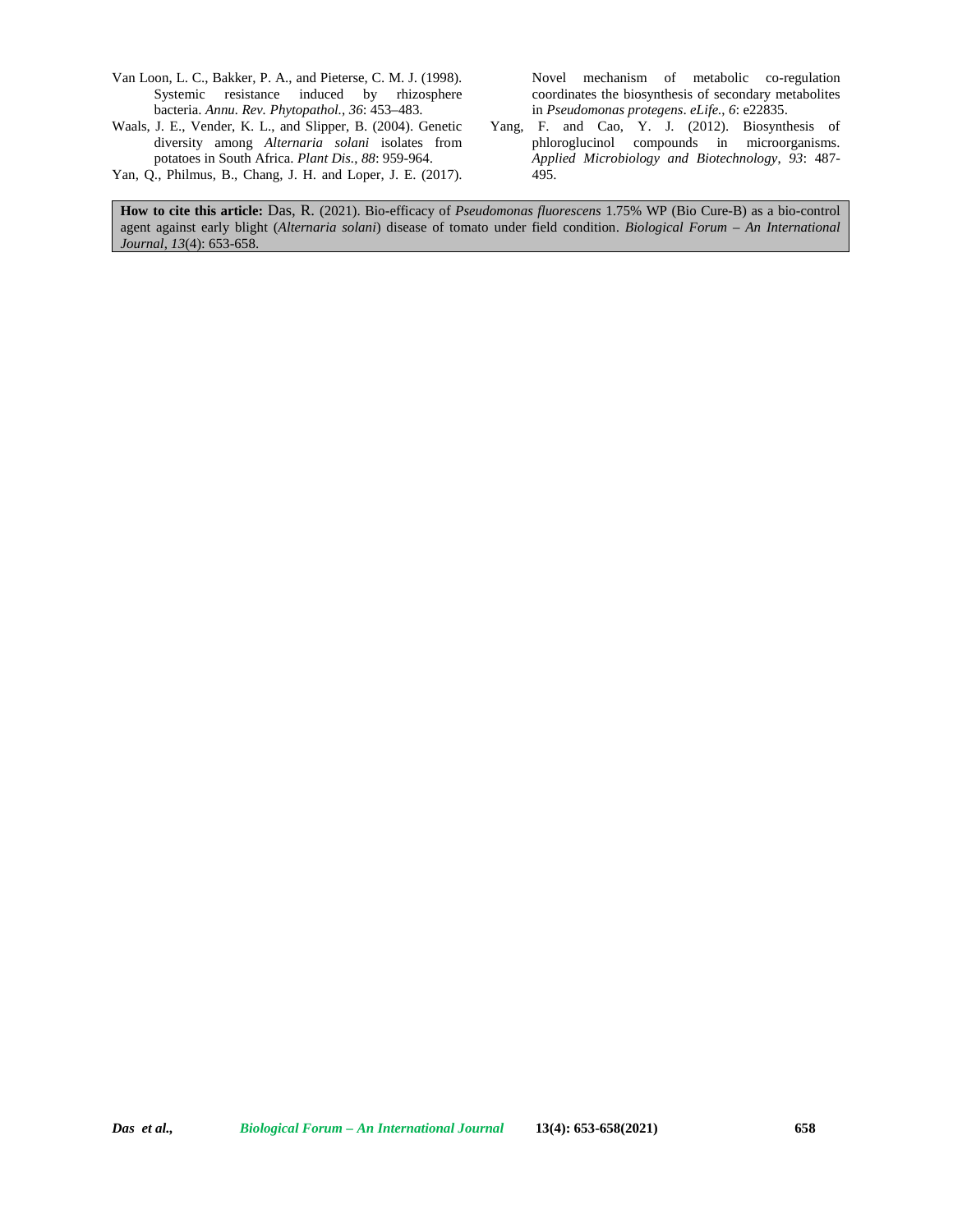Van Loon, L. C., Bakker, P. A., and Pieterse, C. M. J. (1998). Systemic resistance induced by rhizosphere bacteria. *Annu. Rev. Phytopathol.*, *36*: 453–483.

Waals, J. E., Vender, K. L., and Slipper, B. (2004). Genetic diversity among *Alternaria solani* isolates from potatoes in South Africa. *Plant Dis.*, *88*: 959-964.

Yan, Q., Philmus, B., Chang, J. H. and Loper, J. E. (2017). Novel mechanism of metabolic co-regulation coordinates the biosynthesis of secondary metabolites in *Pseudomonas protegens*. *eLife.*, *6*: e22835.

Yang, F. and Cao, Y. J. (2012). Biosynthesis of phloroglucinol compounds in microorganisms. *Applied Microbiology and Biotechnology*, *93*: 487-495.

**How to cite this article:** Das, R. (2021). Bio-efficacy of *Pseudomonas fluorescens* 1.75% WP (Bio Cure-B) as a bio-control agent against early blight (*Alternaria solani*) disease of tomato under field condition. *Biological Forum – An International Journal*, *13*(4): 653-658.